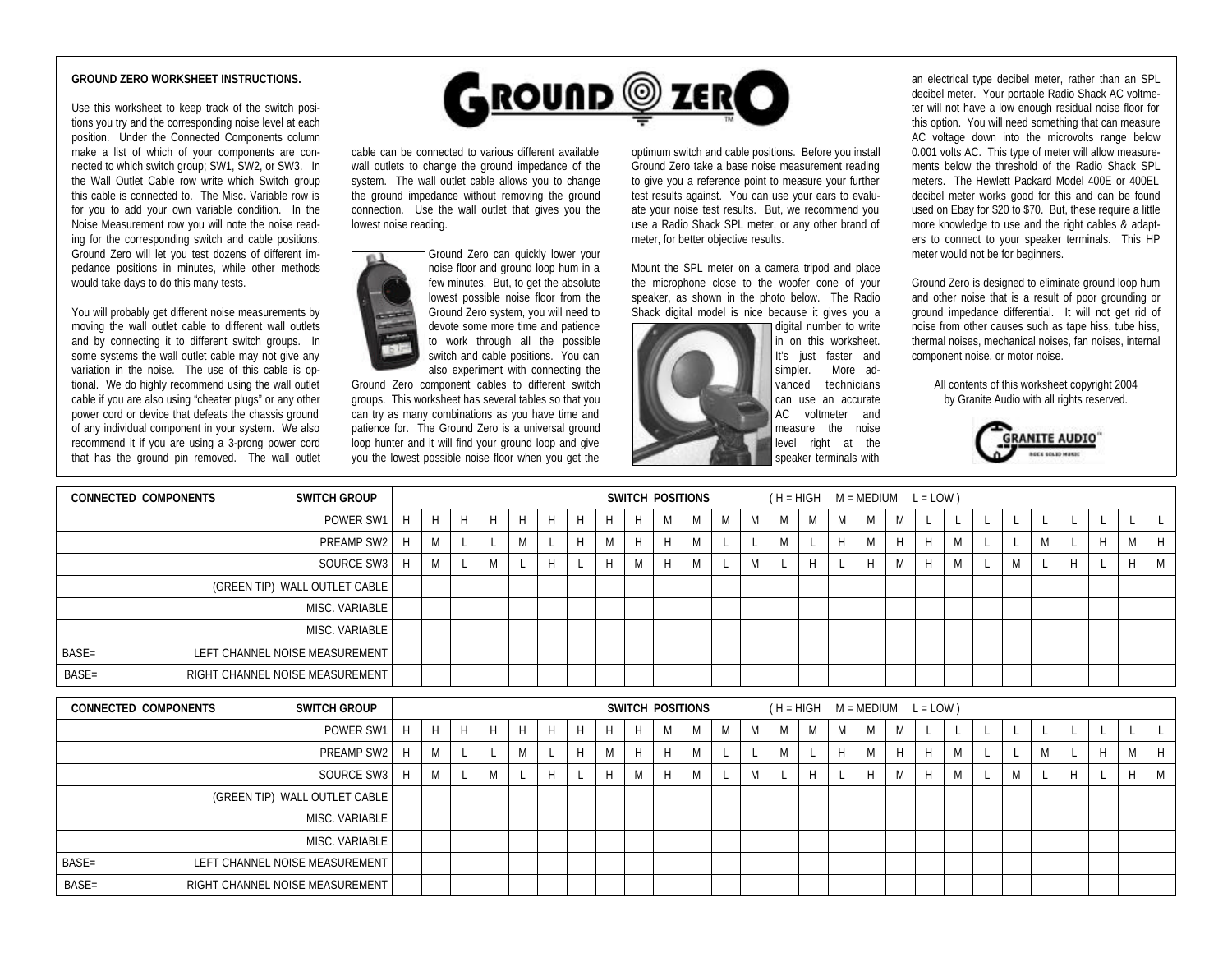**GROUND ZERO WORKSHEET INSTRUCTIONS.**

Use this worksheet to keep track of the switch positions you try and the corresponding noise level at each position. Under the Connected Components column make a list of which of your components are connected to which switch group; SW1, SW2, or SW3. In the Wall Outlet Cable row write which Switch group this cable is connected to. The Misc. Variable row is for you to add your own variable condition. In the Noise Measurement row you will note the noise reading for the corresponding switch and cable positions. Ground Zero will let you test dozens of different impedance positions in minutes, while other methods would take days to do this many tests.

You will probably get different noise measurements by moving the wall outlet cable to different wall outlets and by connecting it to different switch groups. In some systems the wall outlet cable may not give any variation in the noise. The use of this cable is optional. We do highly recommend using the wall outlet cable if you are also using "cheater plugs" or any other power cord or device that defeats the chassis ground of any individual component in your system. We also recommend it if you are using a 3-prong power cord that has the ground pin removed. The wall outlet cable can be connected to various different available wall outlets to change the ground impedance of the system. The wall outlet cable allows you to change the ground impedance without removing the ground connection. Use the wall outlet that gives you the lowest noise reading.

Ground Zero can quickly lower your noise floor and ground loop hum in a few minutes. But, to get the absolute lowest possible noise floor from the Ground Zero system, you will need to devote some more time and patience to work through all the possible switch and cable positions. You can also experiment with connecting the Ground Zero component cables to different switch groups. This worksheet has several tables so that you can try as many combinations as you have time and patience for. The Ground Zero is a universal ground loop hunter and it will find your ground loop and give you the lowest possible noise floor when you get the optimum switch and cable positions. Before you install Ground Zero take a base noise measurement reading to give you a reference point to measure your further test results against. You can use your ears to evaluate your noise test results. But, we recommend you use a Radio Shack SPL meter, or any other brand of meter, for better objective results.

Mount the SPL meter on a camera tripod and place the microphone close to the woofer cone of your speaker, as shown in the photo below. The Radio Shack digital model is nice because it gives you a digital number to write in on this worksheet. It's just faster and simpler. More advanced technicians can use an accurate AC voltmeter and measure the noise level right at the speaker terminals with an electrical type decibel meter, rather than an SPL decibel meter. Your portable Radio Shack AC voltmeter will not have a low enough residual noise floor for this option. You will need something that can measure AC voltage down into the microvolts range below 0.001 volts AC. This type of meter will allow measurements below the threshold of the Radio Shack SPL meters. The Hewlett Packard Model 400E or 400EL decibel meter works good for this and can be found used on Ebay for $20 to $70. But, these require a little more knowledge to use and the right cables & adapters to connect to your speaker terminals. This HP meter would not be for beginners.

Ground Zero is designed to eliminate ground loop hum and other noise that is a result of poor grounding or ground impedance differential. It will not get rid of noise from other causes such as tape hiss, tube hiss, thermal noises, mechanical noises, fan noises, internal component noise, or motor noise.

All contents of this worksheet copyright 2004 by Granite Audio with all rights reserved.

| CONNECTED COMPONENTS | SWITCH GROUP | SWITCH POSITIONS (H = HIGH M = MEDIUM L = LOW) | | | | | | | | | | | | | | | | | | | | | | | | | | |
|---|---|---|---|---|---|---|---|---|---|---|---|---|---|---|---|---|---|---|---|---|---|---|---|---|---|---|---|---|
| | POWER SW1 | H | H | H | H | H | H | H | H | H | M | M | M | M | M | M | M | M | M | L | L | L | L | L | L | L | L | L |
| | PREAMP SW2 | H | M | L | L | M | L | H | M | H | H | M | L | L | M | L | H | M | H | H | M | L | L | M | L | H | M | H |
| | SOURCE SW3 | H | M | L | M | L | H | L | H | M | H | M | L | M | L | H | L | H | M | H | M | L | M | L | H | L | H | M |
| | (GREEN TIP) WALL OUTLET CABLE | | | | | | | | | | | | | | | | | | | | | | | | | | | |
| | MISC. VARIABLE | | | | | | | | | | | | | | | | | | | | | | | | | | | |
| | MISC. VARIABLE | | | | | | | | | | | | | | | | | | | | | | | | | | | |
| BASE= | LEFT CHANNEL NOISE MEASUREMENT | | | | | | | | | | | | | | | | | | | | | | | | | | | |
| BASE= | RIGHT CHANNEL NOISE MEASUREMENT | | | | | | | | | | | | | | | | | | | | | | | | | | | |

| CONNECTED COMPONENTS | SWITCH GROUP | SWITCH POSITIONS (H = HIGH M = MEDIUM L = LOW) | | | | | | | | | | | | | | | | | | | | | | | | | | |
|---|---|---|---|---|---|---|---|---|---|---|---|---|---|---|---|---|---|---|---|---|---|---|---|---|---|---|---|---|
| | POWER SW1 | H | H | H | H | H | H | H | H | H | M | M | M | M | M | M | M | M | M | L | L | L | L | L | L | L | L | L |
| | PREAMP SW2 | H | M | L | L | M | L | H | M | H | H | M | L | L | M | L | H | M | H | H | M | L | L | M | L | H | M | H |
| | SOURCE SW3 | H | M | L | M | L | H | L | H | M | H | M | L | M | L | H | L | H | M | H | M | L | M | L | H | L | H | M |
| | (GREEN TIP) WALL OUTLET CABLE | | | | | | | | | | | | | | | | | | | | | | | | | | | |
| | MISC. VARIABLE | | | | | | | | | | | | | | | | | | | | | | | | | | | |
| | MISC. VARIABLE | | | | | | | | | | | | | | | | | | | | | | | | | | | |
| BASE= | LEFT CHANNEL NOISE MEASUREMENT | | | | | | | | | | | | | | | | | | | | | | | | | | | |
| BASE= | RIGHT CHANNEL NOISE MEASUREMENT | | | | | | | | | | | | | | | | | | | | | | | | | | | |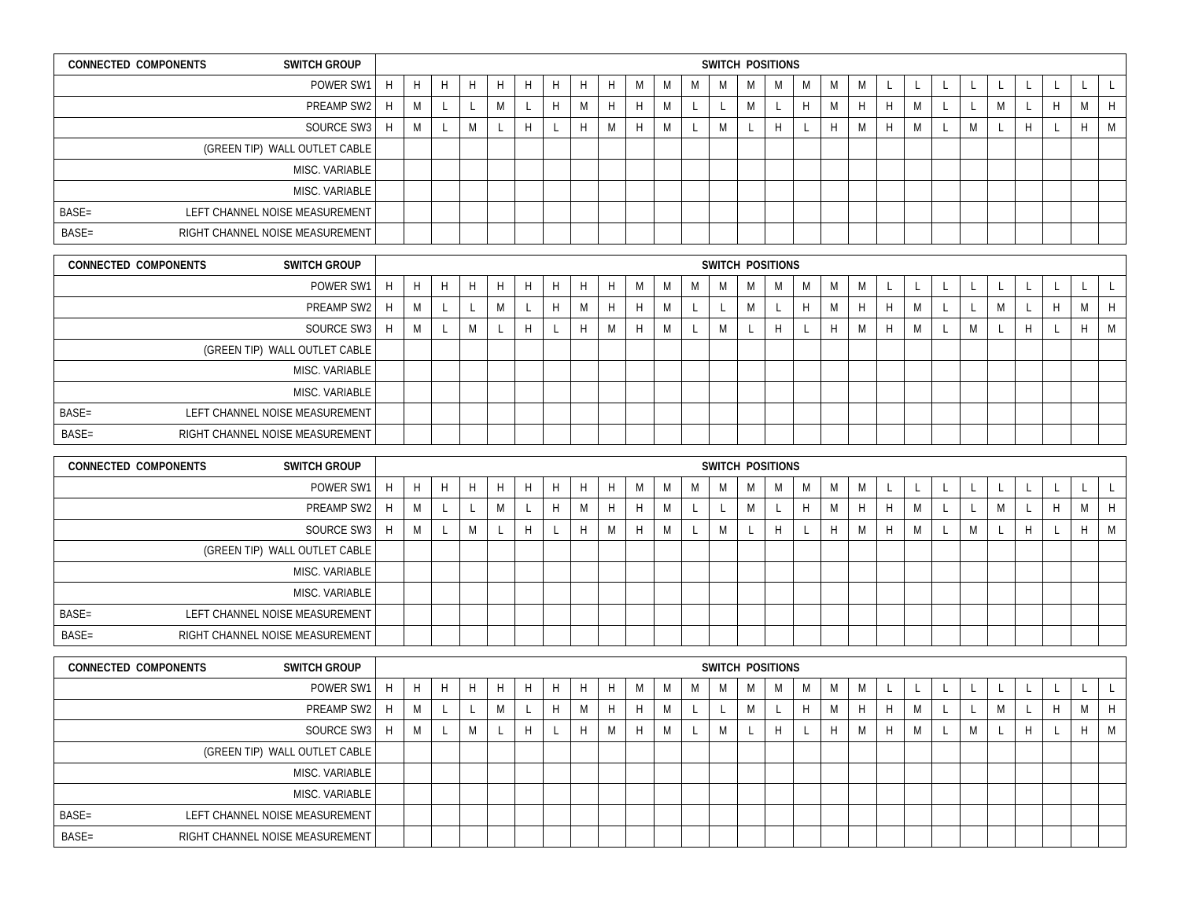| CONNECTED COMPONENTS | SWITCH GROUP | SWITCH POSITIONS | | | | | | | | | | | | | | | | | | | | | | | | | | |
|---|---|---|---|---|---|---|---|---|---|---|---|---|---|---|---|---|---|---|---|---|---|---|---|---|---|---|---|---|
| | POWER SW1 | H | H | H | H | H | H | H | H | H | M | M | M | M | M | M | M | M | M | L | L | L | L | L | L | L | L | L |
| | PREAMP SW2 | H | M | L | L | M | L | H | M | H | H | M | L | L | M | L | H | M | H | H | M | L | L | M | L | H | M | H |
| | SOURCE SW3 | H | M | L | M | L | H | L | H | M | H | M | L | M | L | H | L | H | M | H | M | L | M | L | H | L | H | M |
| | (GREEN TIP) WALL OUTLET CABLE | | | | | | | | | | | | | | | | | | | | | | | | | | | |
| | MISC. VARIABLE | | | | | | | | | | | | | | | | | | | | | | | | | | | |
| | MISC. VARIABLE | | | | | | | | | | | | | | | | | | | | | | | | | | | |
| BASE= | LEFT CHANNEL NOISE MEASUREMENT | | | | | | | | | | | | | | | | | | | | | | | | | | | |
| BASE= | RIGHT CHANNEL NOISE MEASUREMENT | | | | | | | | | | | | | | | | | | | | | | | | | | | |

| CONNECTED COMPONENTS | SWITCH GROUP | SWITCH POSITIONS | | | | | | | | | | | | | | | | | | | | | | | | | | |
|---|---|---|---|---|---|---|---|---|---|---|---|---|---|---|---|---|---|---|---|---|---|---|---|---|---|---|---|---|
| | POWER SW1 | H | H | H | H | H | H | H | H | H | M | M | M | M | M | M | M | M | M | L | L | L | L | L | L | L | L | L |
| | PREAMP SW2 | H | M | L | L | M | L | H | M | H | H | M | L | L | M | L | H | M | H | H | M | L | L | M | L | H | M | H |
| | SOURCE SW3 | H | M | L | M | L | H | L | H | M | H | M | L | M | L | H | L | H | M | H | M | L | M | L | H | L | H | M |
| | (GREEN TIP) WALL OUTLET CABLE | | | | | | | | | | | | | | | | | | | | | | | | | | | |
| | MISC. VARIABLE | | | | | | | | | | | | | | | | | | | | | | | | | | | |
| | MISC. VARIABLE | | | | | | | | | | | | | | | | | | | | | | | | | | | |
| BASE= | LEFT CHANNEL NOISE MEASUREMENT | | | | | | | | | | | | | | | | | | | | | | | | | | | |
| BASE= | RIGHT CHANNEL NOISE MEASUREMENT | | | | | | | | | | | | | | | | | | | | | | | | | | | |

| CONNECTED COMPONENTS | SWITCH GROUP | SWITCH POSITIONS | | | | | | | | | | | | | | | | | | | | | | | | | | |
|---|---|---|---|---|---|---|---|---|---|---|---|---|---|---|---|---|---|---|---|---|---|---|---|---|---|---|---|---|
| | POWER SW1 | H | H | H | H | H | H | H | H | H | M | M | M | M | M | M | M | M | M | L | L | L | L | L | L | L | L | L |
| | PREAMP SW2 | H | M | L | L | M | L | H | M | H | H | M | L | L | M | L | H | M | H | H | M | L | L | M | L | H | M | H |
| | SOURCE SW3 | H | M | L | M | L | H | L | H | M | H | M | L | M | L | H | L | H | M | H | M | L | M | L | H | L | H | M |
| | (GREEN TIP) WALL OUTLET CABLE | | | | | | | | | | | | | | | | | | | | | | | | | | | |
| | MISC. VARIABLE | | | | | | | | | | | | | | | | | | | | | | | | | | | |
| | MISC. VARIABLE | | | | | | | | | | | | | | | | | | | | | | | | | | | |
| BASE= | LEFT CHANNEL NOISE MEASUREMENT | | | | | | | | | | | | | | | | | | | | | | | | | | | |
| BASE= | RIGHT CHANNEL NOISE MEASUREMENT | | | | | | | | | | | | | | | | | | | | | | | | | | | |

| CONNECTED COMPONENTS | SWITCH GROUP | SWITCH POSITIONS | | | | | | | | | | | | | | | | | | | | | | | | | | |
|---|---|---|---|---|---|---|---|---|---|---|---|---|---|---|---|---|---|---|---|---|---|---|---|---|---|---|---|---|
| | POWER SW1 | H | H | H | H | H | H | H | H | H | M | M | M | M | M | M | M | M | M | L | L | L | L | L | L | L | L | L |
| | PREAMP SW2 | H | M | L | L | M | L | H | M | H | H | M | L | L | M | L | H | M | H | H | M | L | L | M | L | H | M | H |
| | SOURCE SW3 | H | M | L | M | L | H | L | H | M | H | M | L | M | L | H | L | H | M | H | M | L | M | L | H | L | H | M |
| | (GREEN TIP) WALL OUTLET CABLE | | | | | | | | | | | | | | | | | | | | | | | | | | | |
| | MISC. VARIABLE | | | | | | | | | | | | | | | | | | | | | | | | | | | |
| | MISC. VARIABLE | | | | | | | | | | | | | | | | | | | | | | | | | | | |
| BASE= | LEFT CHANNEL NOISE MEASUREMENT | | | | | | | | | | | | | | | | | | | | | | | | | | | |
| BASE= | RIGHT CHANNEL NOISE MEASUREMENT | | | | | | | | | | | | | | | | | | | | | | | | | | | |